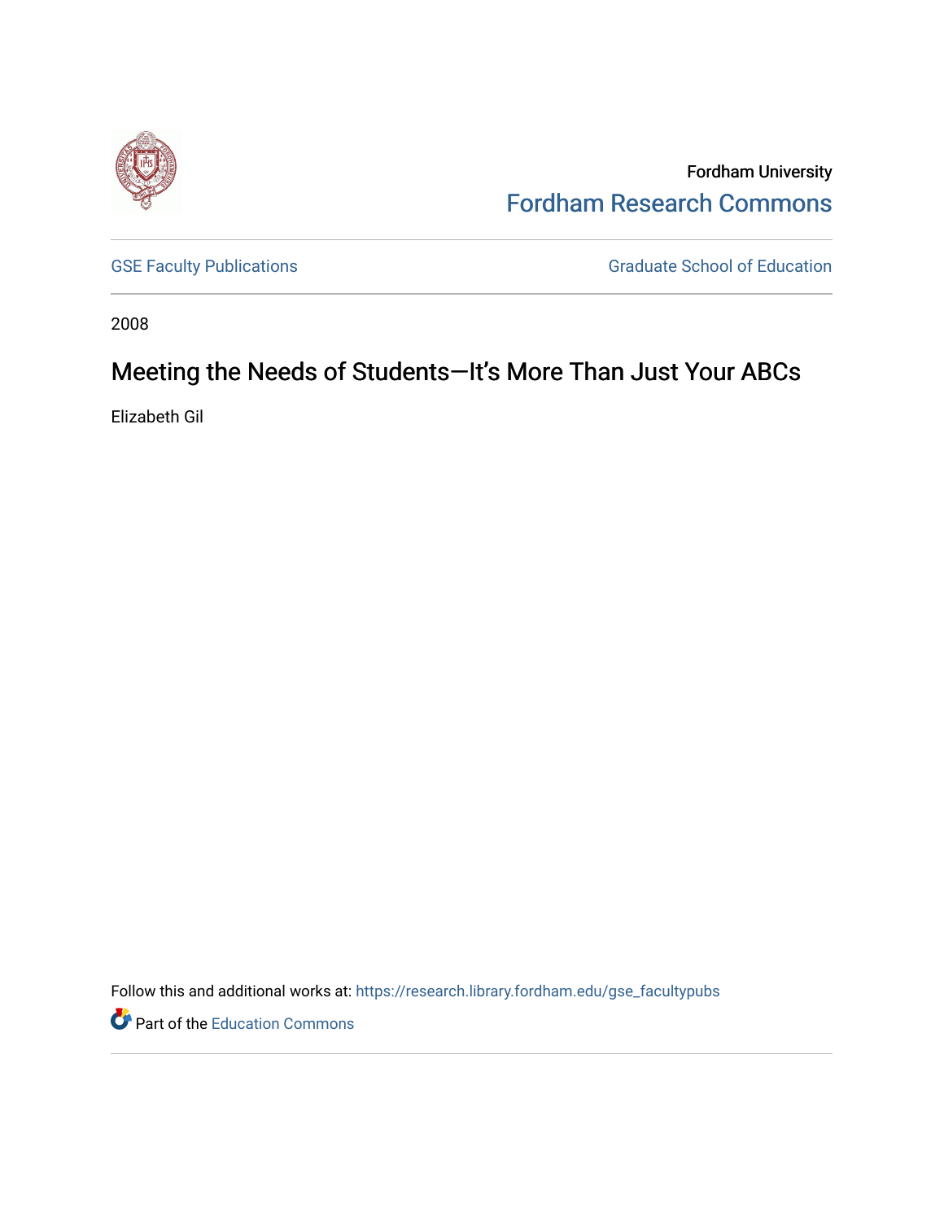Fordham University

Fordham Research Commons

GSE Faculty Publications

Graduate School of Education

2008

# Meeting the Needs of Students—It's More Than Just Your ABCs

Elizabeth Gil

Follow this and additional works at: https://research.library.fordham.edu/gse_facultypubs

Part of the Education Commons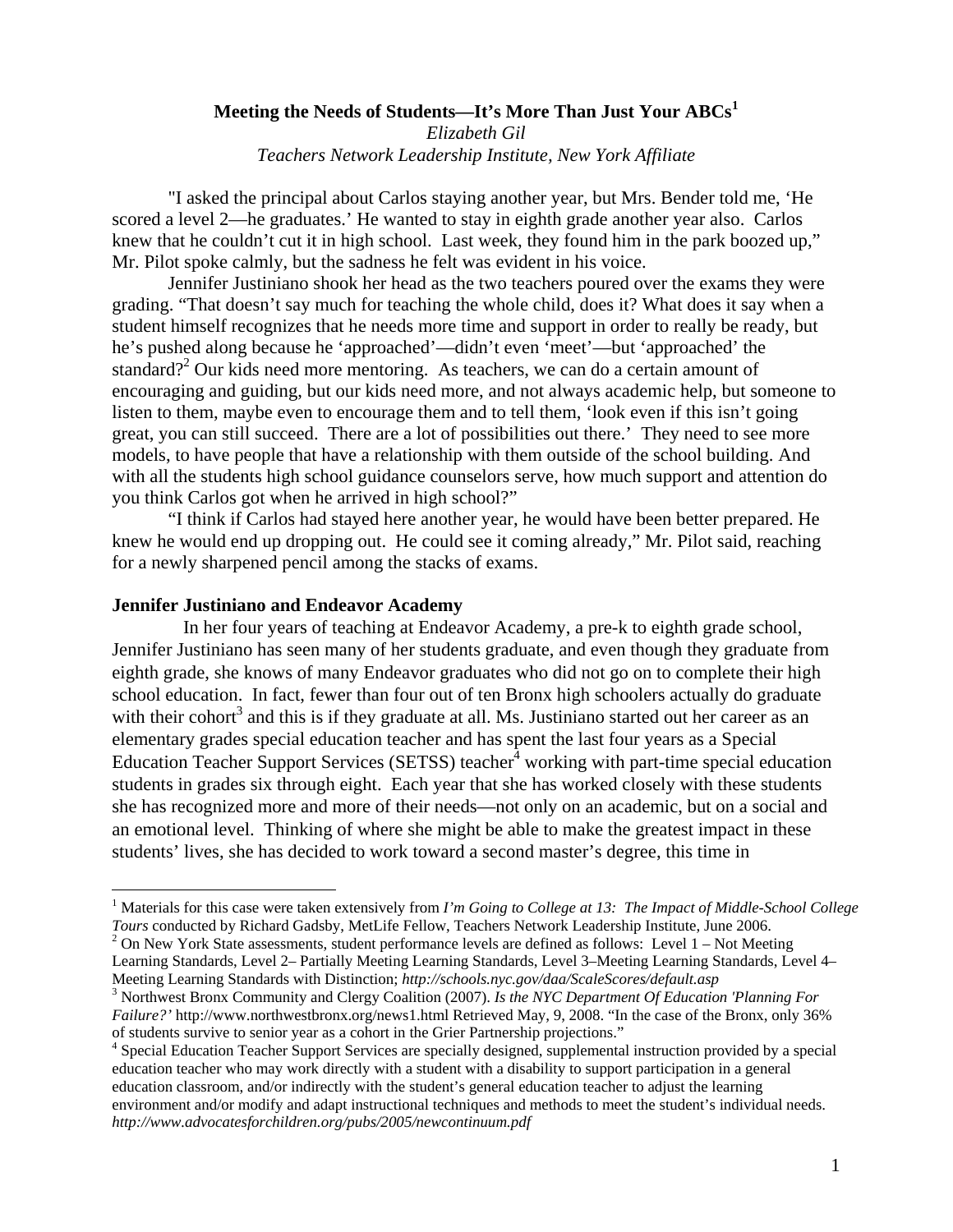**Meeting the Needs of Students—It's More Than Just Your ABCs**[1]

*Elizabeth Gil*

*Teachers Network Leadership Institute, New York Affiliate*

"I asked the principal about Carlos staying another year, but Mrs. Bender told me, 'He scored a level 2—he graduates.' He wanted to stay in eighth grade another year also. Carlos knew that he couldn't cut it in high school. Last week, they found him in the park boozed up," Mr. Pilot spoke calmly, but the sadness he felt was evident in his voice.

Jennifer Justiniano shook her head as the two teachers poured over the exams they were grading. "That doesn't say much for teaching the whole child, does it? What does it say when a student himself recognizes that he needs more time and support in order to really be ready, but he's pushed along because he 'approached'—didn't even 'meet'—but 'approached' the standard?[2] Our kids need more mentoring. As teachers, we can do a certain amount of encouraging and guiding, but our kids need more, and not always academic help, but someone to listen to them, maybe even to encourage them and to tell them, 'look even if this isn't going great, you can still succeed. There are a lot of possibilities out there.' They need to see more models, to have people that have a relationship with them outside of the school building. And with all the students high school guidance counselors serve, how much support and attention do you think Carlos got when he arrived in high school?"

"I think if Carlos had stayed here another year, he would have been better prepared. He knew he would end up dropping out. He could see it coming already," Mr. Pilot said, reaching for a newly sharpened pencil among the stacks of exams.

## Jennifer Justiniano and Endeavor Academy

In her four years of teaching at Endeavor Academy, a pre-k to eighth grade school, Jennifer Justiniano has seen many of her students graduate, and even though they graduate from eighth grade, she knows of many Endeavor graduates who did not go on to complete their high school education. In fact, fewer than four out of ten Bronx high schoolers actually do graduate with their cohort[3] and this is if they graduate at all. Ms. Justiniano started out her career as an elementary grades special education teacher and has spent the last four years as a Special Education Teacher Support Services (SETSS) teacher[4] working with part-time special education students in grades six through eight. Each year that she has worked closely with these students she has recognized more and more of their needs—not only on an academic, but on a social and an emotional level. Thinking of where she might be able to make the greatest impact in these students' lives, she has decided to work toward a second master's degree, this time in

---

[1] Materials for this case were taken extensively from *I'm Going to College at 13: The Impact of Middle-School College Tours* conducted by Richard Gadsby, MetLife Fellow, Teachers Network Leadership Institute, June 2006.

[2] On New York State assessments, student performance levels are defined as follows: Level 1 – Not Meeting Learning Standards, Level 2– Partially Meeting Learning Standards, Level 3–Meeting Learning Standards, Level 4–Meeting Learning Standards with Distinction; *http://schools.nyc.gov/daa/ScaleScores/default.asp*

[3] Northwest Bronx Community and Clergy Coalition (2007). *Is the NYC Department Of Education 'Planning For Failure?'* http://www.northwestbronx.org/news1.html Retrieved May, 9, 2008. "In the case of the Bronx, only 36% of students survive to senior year as a cohort in the Grier Partnership projections."

[4] Special Education Teacher Support Services are specially designed, supplemental instruction provided by a special education teacher who may work directly with a student with a disability to support participation in a general education classroom, and/or indirectly with the student's general education teacher to adjust the learning environment and/or modify and adapt instructional techniques and methods to meet the student's individual needs. *http://www.advocatesforchildren.org/pubs/2005/newcontinuum.pdf*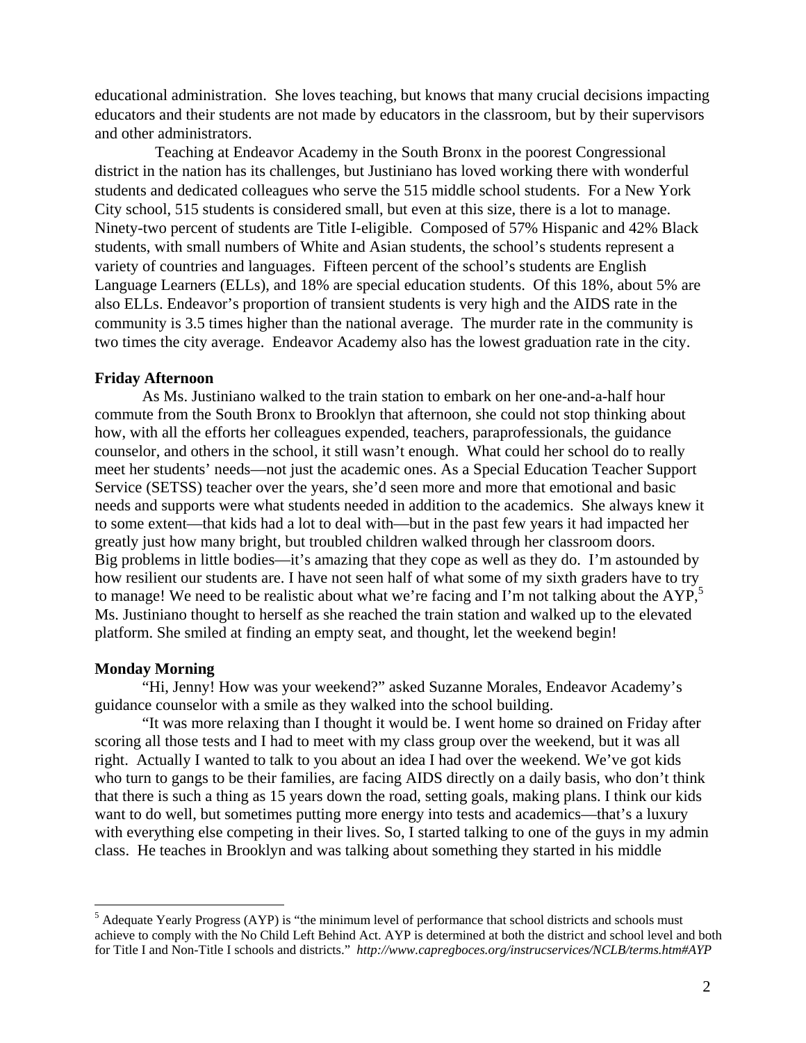educational administration. She loves teaching, but knows that many crucial decisions impacting educators and their students are not made by educators in the classroom, but by their supervisors and other administrators.

Teaching at Endeavor Academy in the South Bronx in the poorest Congressional district in the nation has its challenges, but Justiniano has loved working there with wonderful students and dedicated colleagues who serve the 515 middle school students. For a New York City school, 515 students is considered small, but even at this size, there is a lot to manage. Ninety-two percent of students are Title I-eligible. Composed of 57% Hispanic and 42% Black students, with small numbers of White and Asian students, the school's students represent a variety of countries and languages. Fifteen percent of the school's students are English Language Learners (ELLs), and 18% are special education students. Of this 18%, about 5% are also ELLs. Endeavor's proportion of transient students is very high and the AIDS rate in the community is 3.5 times higher than the national average. The murder rate in the community is two times the city average. Endeavor Academy also has the lowest graduation rate in the city.

**Friday Afternoon**

As Ms. Justiniano walked to the train station to embark on her one-and-a-half hour commute from the South Bronx to Brooklyn that afternoon, she could not stop thinking about how, with all the efforts her colleagues expended, teachers, paraprofessionals, the guidance counselor, and others in the school, it still wasn't enough. What could her school do to really meet her students' needs—not just the academic ones. As a Special Education Teacher Support Service (SETSS) teacher over the years, she'd seen more and more that emotional and basic needs and supports were what students needed in addition to the academics. She always knew it to some extent—that kids had a lot to deal with—but in the past few years it had impacted her greatly just how many bright, but troubled children walked through her classroom doors. *Big problems in little bodies—it's amazing that they cope as well as they do. I'm astounded by how resilient our students are. I have not seen half of what some of my sixth graders have to try to manage! We need to be realistic about what we're facing and I'm not talking about the AYP,*[5] Ms. Justiniano thought to herself as she reached the train station and walked up to the elevated platform. She smiled at finding an empty seat, and thought, *let the weekend begin!*

**Monday Morning**

"Hi, Jenny! How was your weekend?" asked Suzanne Morales, Endeavor Academy's guidance counselor with a smile as they walked into the school building.

"It was more relaxing than I thought it would be. I went home so drained on Friday after scoring all those tests and I had to meet with my class group over the weekend, but it was all right. Actually I wanted to talk to you about an idea I had over the weekend. We've got kids who turn to gangs to be their families, are facing AIDS directly on a daily basis, who don't think that there is such a thing as 15 years down the road, setting goals, making plans. I think our kids want to do well, but sometimes putting more energy into tests and academics—that's a luxury with everything else competing in their lives. So, I started talking to one of the guys in my admin class. He teaches in Brooklyn and was talking about something they started in his middle

[5] Adequate Yearly Progress (AYP) is "the minimum level of performance that school districts and schools must achieve to comply with the No Child Left Behind Act. AYP is determined at both the district and school level and both for Title I and Non-Title I schools and districts." *http://www.capregboces.org/instrucservices/NCLB/terms.htm#AYP*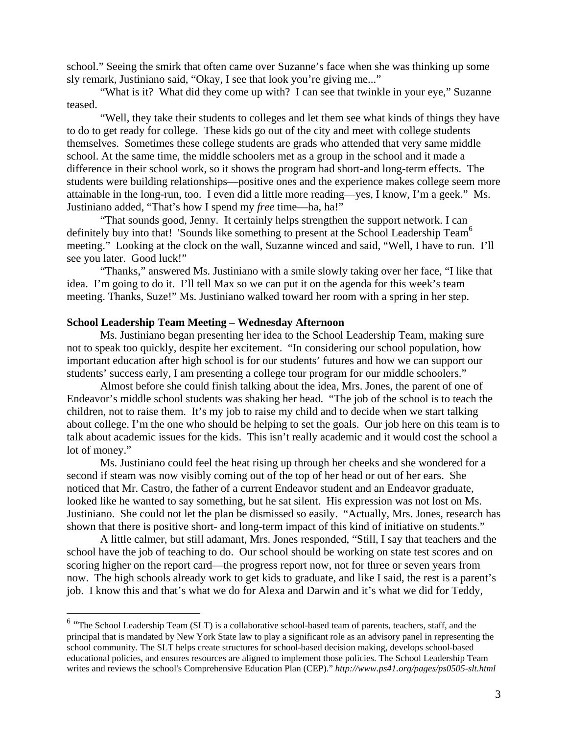school." Seeing the smirk that often came over Suzanne's face when she was thinking up some sly remark, Justiniano said, "Okay, I see that look you're giving me..."

"What is it? What did they come up with? I can see that twinkle in your eye," Suzanne teased.

"Well, they take their students to colleges and let them see what kinds of things they have to do to get ready for college. These kids go out of the city and meet with college students themselves. Sometimes these college students are grads who attended that very same middle school. At the same time, the middle schoolers met as a group in the school and it made a difference in their school work, so it shows the program had short-and long-term effects. The students were building relationships—positive ones and the experience makes college seem more attainable in the long-run, too. I even did a little more reading—yes, I know, I'm a geek." Ms. Justiniano added, "That's how I spend my *free* time—ha, ha!"

"That sounds good, Jenny. It certainly helps strengthen the support network. I can definitely buy into that! 'Sounds like something to present at the School Leadership Team[6] meeting." Looking at the clock on the wall, Suzanne winced and said, "Well, I have to run. I'll see you later. Good luck!"

"Thanks," answered Ms. Justiniano with a smile slowly taking over her face, "I like that idea. I'm going to do it. I'll tell Max so we can put it on the agenda for this week's team meeting. Thanks, Suze!" Ms. Justiniano walked toward her room with a spring in her step.

**School Leadership Team Meeting – Wednesday Afternoon**

Ms. Justiniano began presenting her idea to the School Leadership Team, making sure not to speak too quickly, despite her excitement. "In considering our school population, how important education after high school is for our students' futures and how we can support our students' success early, I am presenting a college tour program for our middle schoolers."

Almost before she could finish talking about the idea, Mrs. Jones, the parent of one of Endeavor's middle school students was shaking her head. "The job of the school is to teach the children, not to raise them. It's my job to raise my child and to decide when we start talking about college. I'm the one who should be helping to set the goals. Our job here on this team is to talk about academic issues for the kids. This isn't really academic and it would cost the school a lot of money."

Ms. Justiniano could feel the heat rising up through her cheeks and she wondered for a second if steam was now visibly coming out of the top of her head or out of her ears. She noticed that Mr. Castro, the father of a current Endeavor student and an Endeavor graduate, looked like he wanted to say something, but he sat silent. His expression was not lost on Ms. Justiniano. She could not let the plan be dismissed so easily. "Actually, Mrs. Jones, research has shown that there is positive short- and long-term impact of this kind of initiative on students."

A little calmer, but still adamant, Mrs. Jones responded, "Still, I say that teachers and the school have the job of teaching to do. Our school should be working on state test scores and on scoring higher on the report card—the progress report now, not for three or seven years from now. The high schools already work to get kids to graduate, and like I said, the rest is a parent's job. I know this and that's what we do for Alexa and Darwin and it's what we did for Teddy,

---

[6] "The School Leadership Team (SLT) is a collaborative school-based team of parents, teachers, staff, and the principal that is mandated by New York State law to play a significant role as an advisory panel in representing the school community. The SLT helps create structures for school-based decision making, develops school-based educational policies, and ensures resources are aligned to implement those policies. The School Leadership Team writes and reviews the school's Comprehensive Education Plan (CEP)." *http://www.ps41.org/pages/ps0505-slt.html*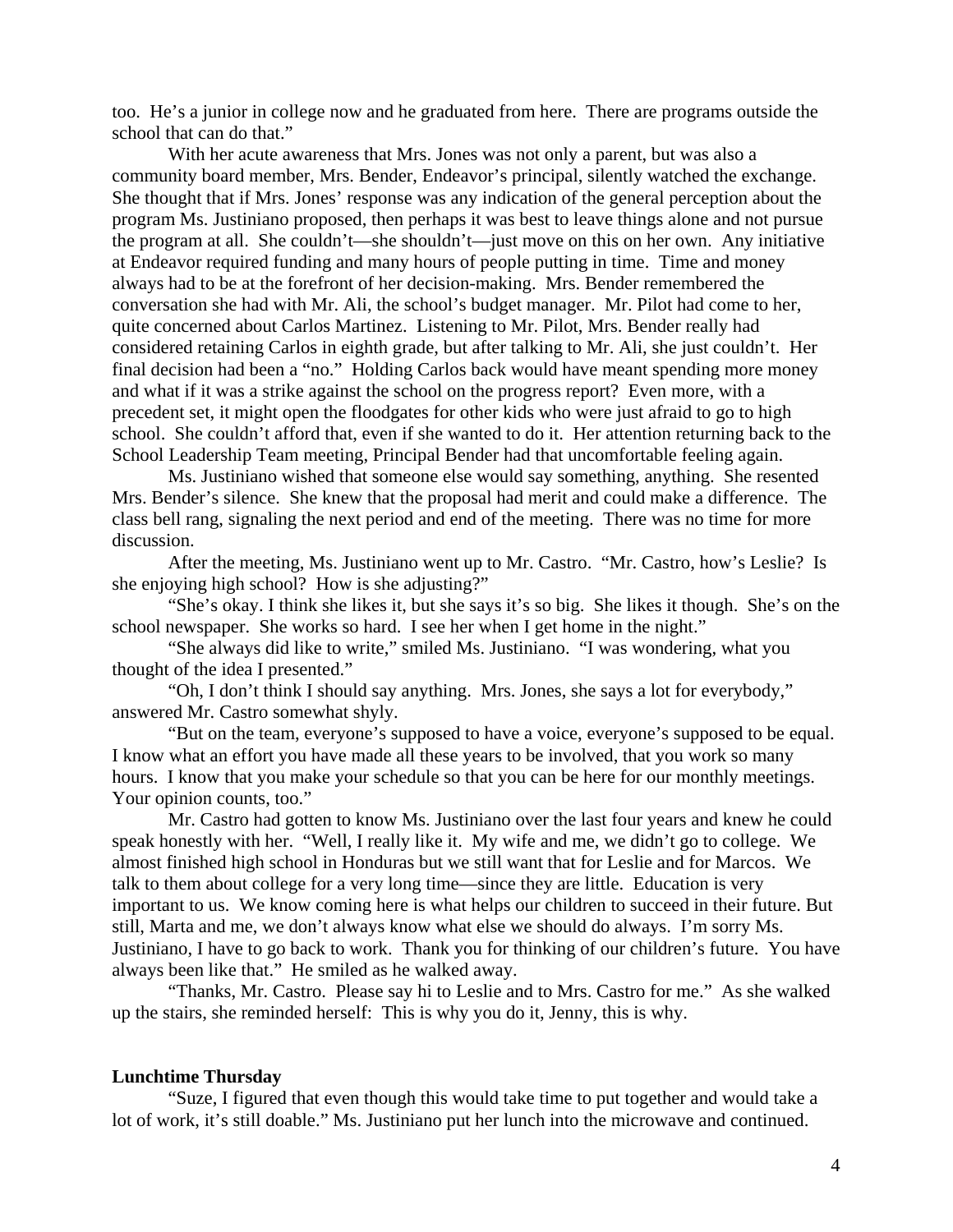too. He's a junior in college now and he graduated from here. There are programs outside the school that can do that."

With her acute awareness that Mrs. Jones was not only a parent, but was also a community board member, Mrs. Bender, Endeavor's principal, silently watched the exchange. She thought that if Mrs. Jones' response was any indication of the general perception about the program Ms. Justiniano proposed, then perhaps it was best to leave things alone and not pursue the program at all. She couldn't—she shouldn't—just move on this on her own. Any initiative at Endeavor required funding and many hours of people putting in time. Time and money always had to be at the forefront of her decision-making. Mrs. Bender remembered the conversation she had with Mr. Ali, the school's budget manager. Mr. Pilot had come to her, quite concerned about Carlos Martinez. Listening to Mr. Pilot, Mrs. Bender really had considered retaining Carlos in eighth grade, but after talking to Mr. Ali, she just couldn't. Her final decision had been a "no." Holding Carlos back would have meant spending more money and what if it was a strike against the school on the progress report? Even more, with a precedent set, it might open the floodgates for other kids who were just afraid to go to high school. She couldn't afford that, even if she wanted to do it. Her attention returning back to the School Leadership Team meeting, Principal Bender had that uncomfortable feeling again.

Ms. Justiniano wished that someone else would say something, anything. She resented Mrs. Bender's silence. She knew that the proposal had merit and could make a difference. The class bell rang, signaling the next period and end of the meeting. There was no time for more discussion.

After the meeting, Ms. Justiniano went up to Mr. Castro. "Mr. Castro, how's Leslie? Is she enjoying high school? How is she adjusting?"

"She's okay. I think she likes it, but she says it's so big. She likes it though. She's on the school newspaper. She works so hard. I see her when I get home in the night."

"She always did like to write," smiled Ms. Justiniano. "I was wondering, what you thought of the idea I presented."

"Oh, I don't think I should say anything. Mrs. Jones, she says a lot for everybody," answered Mr. Castro somewhat shyly.

"But on the team, everyone's supposed to have a voice, everyone's supposed to be equal. I know what an effort you have made all these years to be involved, that you work so many hours. I know that you make your schedule so that you can be here for our monthly meetings. Your opinion counts, too."

Mr. Castro had gotten to know Ms. Justiniano over the last four years and knew he could speak honestly with her. "Well, I really like it. My wife and me, we didn't go to college. We almost finished high school in Honduras but we still want that for Leslie and for Marcos. We talk to them about college for a very long time—since they are little. Education is very important to us. We know coming here is what helps our children to succeed in their future. But still, Marta and me, we don't always know what else we should do always. I'm sorry Ms. Justiniano, I have to go back to work. Thank you for thinking of our children's future. You have always been like that." He smiled as he walked away.

"Thanks, Mr. Castro. Please say hi to Leslie and to Mrs. Castro for me." As she walked up the stairs, she reminded herself: This is why you do it, Jenny, this is why.

**Lunchtime Thursday**

"Suze, I figured that even though this would take time to put together and would take a lot of work, it's still doable." Ms. Justiniano put her lunch into the microwave and continued.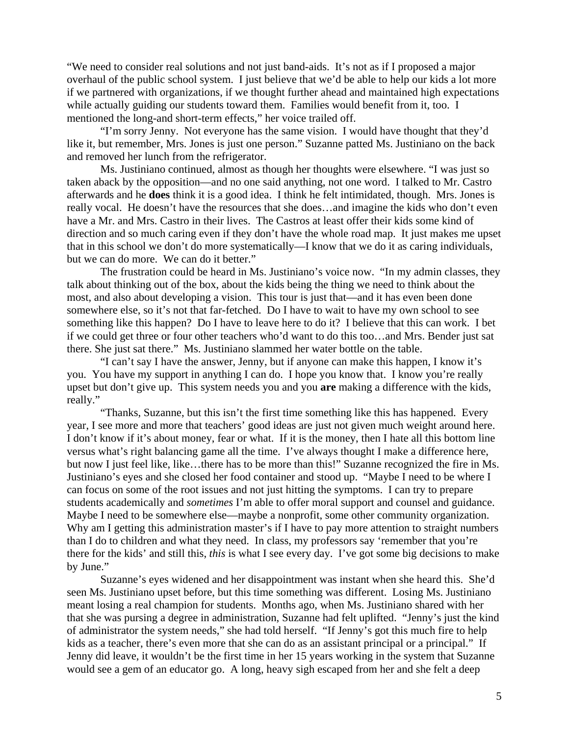"We need to consider real solutions and not just band-aids. It's not as if I proposed a major overhaul of the public school system. I just believe that we'd be able to help our kids a lot more if we partnered with organizations, if we thought further ahead and maintained high expectations while actually guiding our students toward them. Families would benefit from it, too. I mentioned the long-and short-term effects," her voice trailed off.

"I'm sorry Jenny. Not everyone has the same vision. I would have thought that they'd like it, but remember, Mrs. Jones is just one person." Suzanne patted Ms. Justiniano on the back and removed her lunch from the refrigerator.

Ms. Justiniano continued, almost as though her thoughts were elsewhere. "I was just so taken aback by the opposition—and no one said anything, not one word. I talked to Mr. Castro afterwards and he **does** think it is a good idea. I think he felt intimidated, though. Mrs. Jones is really vocal. He doesn't have the resources that she does…and imagine the kids who don't even have a Mr. and Mrs. Castro in their lives. The Castros at least offer their kids some kind of direction and so much caring even if they don't have the whole road map. It just makes me upset that in this school we don't do more systematically—I know that we do it as caring individuals, but we can do more. We can do it better."

The frustration could be heard in Ms. Justiniano's voice now. "In my admin classes, they talk about thinking out of the box, about the kids being the thing we need to think about the most, and also about developing a vision. This tour is just that—and it has even been done somewhere else, so it's not that far-fetched. Do I have to wait to have my own school to see something like this happen? Do I have to leave here to do it? I believe that this can work. I bet if we could get three or four other teachers who'd want to do this too…and Mrs. Bender just sat there. She just sat there." Ms. Justiniano slammed her water bottle on the table.

"I can't say I have the answer, Jenny, but if anyone can make this happen, I know it's you. You have my support in anything I can do. I hope you know that. I know you're really upset but don't give up. This system needs you and you **are** making a difference with the kids, really."

"Thanks, Suzanne, but this isn't the first time something like this has happened. Every year, I see more and more that teachers' good ideas are just not given much weight around here. I don't know if it's about money, fear or what. If it is the money, then I hate all this bottom line versus what's right balancing game all the time. I've always thought I make a difference here, but now I just feel like, like…there has to be more than this!" Suzanne recognized the fire in Ms. Justiniano's eyes and she closed her food container and stood up. "Maybe I need to be where I can focus on some of the root issues and not just hitting the symptoms. I can try to prepare students academically and *sometimes* I'm able to offer moral support and counsel and guidance. Maybe I need to be somewhere else—maybe a nonprofit, some other community organization. Why am I getting this administration master's if I have to pay more attention to straight numbers than I do to children and what they need. In class, my professors say 'remember that you're there for the kids' and still this, *this* is what I see every day. I've got some big decisions to make by June."

Suzanne's eyes widened and her disappointment was instant when she heard this. She'd seen Ms. Justiniano upset before, but this time something was different. Losing Ms. Justiniano meant losing a real champion for students. Months ago, when Ms. Justiniano shared with her that she was pursing a degree in administration, Suzanne had felt uplifted. "Jenny's just the kind of administrator the system needs," she had told herself. "If Jenny's got this much fire to help kids as a teacher, there's even more that she can do as an assistant principal or a principal." If Jenny did leave, it wouldn't be the first time in her 15 years working in the system that Suzanne would see a gem of an educator go. A long, heavy sigh escaped from her and she felt a deep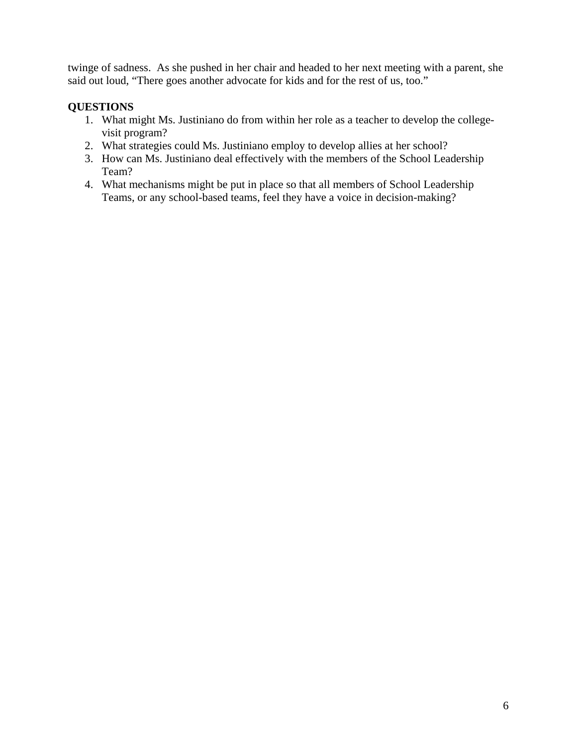twinge of sadness. As she pushed in her chair and headed to her next meeting with a parent, she said out loud, "There goes another advocate for kids and for the rest of us, too."

**QUESTIONS**

1. What might Ms. Justiniano do from within her role as a teacher to develop the college-visit program?
2. What strategies could Ms. Justiniano employ to develop allies at her school?
3. How can Ms. Justiniano deal effectively with the members of the School Leadership Team?
4. What mechanisms might be put in place so that all members of School Leadership Teams, or any school-based teams, feel they have a voice in decision-making?